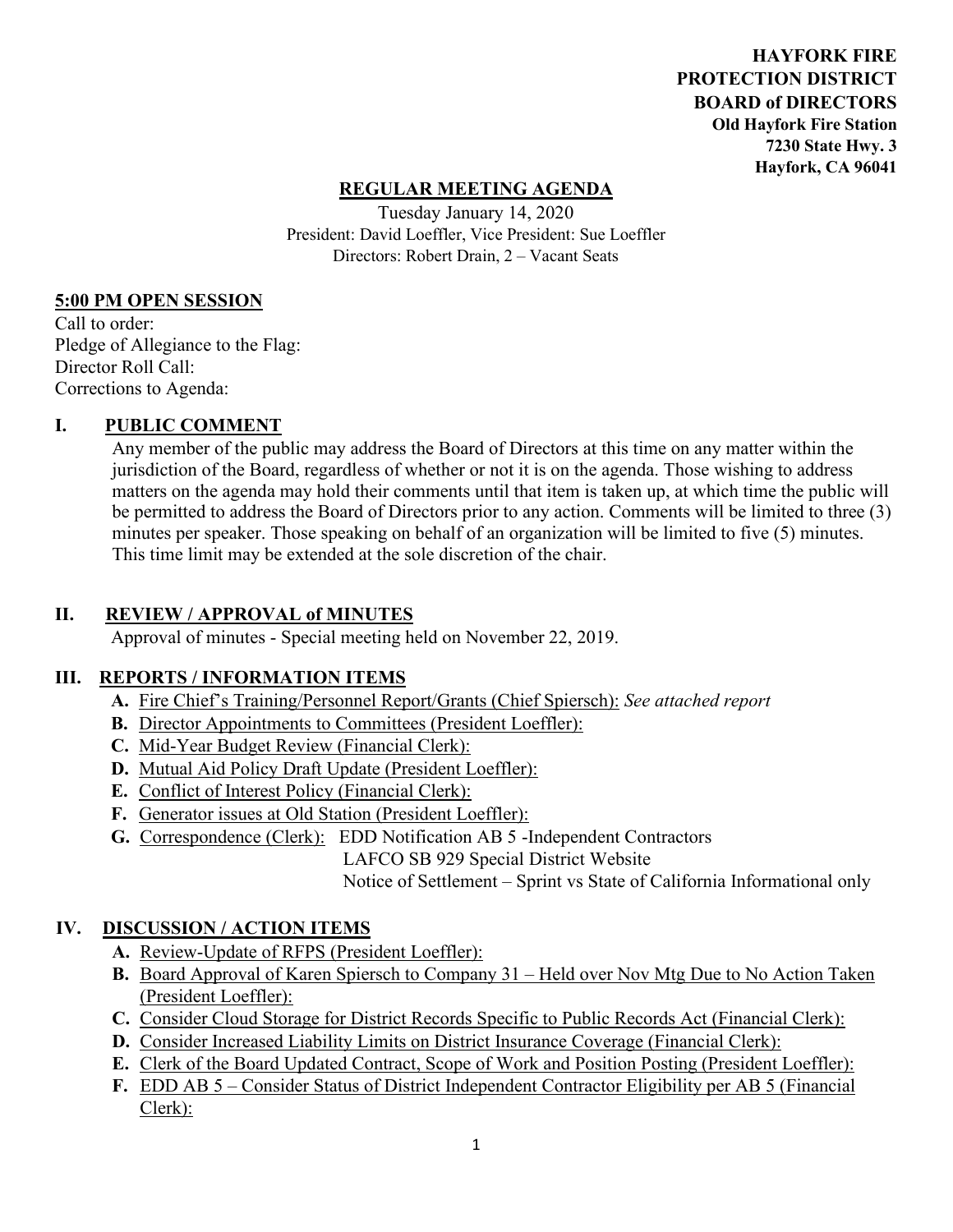**HAYFORK FIRE PROTECTION DISTRICT BOARD of DIRECTORS**
**Old Hayfork Fire Station**
**7230 State Hwy. 3**
**Hayfork, CA 96041**

## REGULAR MEETING AGENDA

Tuesday January 14, 2020
President: David Loeffler, Vice President: Sue Loeffler
Directors: Robert Drain, 2 – Vacant Seats

**5:00 PM OPEN SESSION**

Call to order:
Pledge of Allegiance to the Flag:
Director Roll Call:
Corrections to Agenda:

### I. PUBLIC COMMENT

Any member of the public may address the Board of Directors at this time on any matter within the jurisdiction of the Board, regardless of whether or not it is on the agenda. Those wishing to address matters on the agenda may hold their comments until that item is taken up, at which time the public will be permitted to address the Board of Directors prior to any action. Comments will be limited to three (3) minutes per speaker. Those speaking on behalf of an organization will be limited to five (5) minutes. This time limit may be extended at the sole discretion of the chair.

### II. REVIEW / APPROVAL of MINUTES

Approval of minutes - Special meeting held on November 22, 2019.

### III. REPORTS / INFORMATION ITEMS

- **A.** Fire Chief's Training/Personnel Report/Grants (Chief Spiersch): *See attached report*
- **B.** Director Appointments to Committees (President Loeffler):
- **C.** Mid-Year Budget Review (Financial Clerk):
- **D.** Mutual Aid Policy Draft Update (President Loeffler):
- **E.** Conflict of Interest Policy (Financial Clerk):
- **F.** Generator issues at Old Station (President Loeffler):
- **G.** Correspondence (Clerk): EDD Notification AB 5 -Independent Contractors
  LAFCO SB 929 Special District Website
  Notice of Settlement – Sprint vs State of California Informational only

### IV. DISCUSSION / ACTION ITEMS

- **A.** Review-Update of RFPS (President Loeffler):
- **B.** Board Approval of Karen Spiersch to Company 31 – Held over Nov Mtg Due to No Action Taken (President Loeffler):
- **C.** Consider Cloud Storage for District Records Specific to Public Records Act (Financial Clerk):
- **D.** Consider Increased Liability Limits on District Insurance Coverage (Financial Clerk):
- **E.** Clerk of the Board Updated Contract, Scope of Work and Position Posting (President Loeffler):
- **F.** EDD AB 5 – Consider Status of District Independent Contractor Eligibility per AB 5 (Financial Clerk):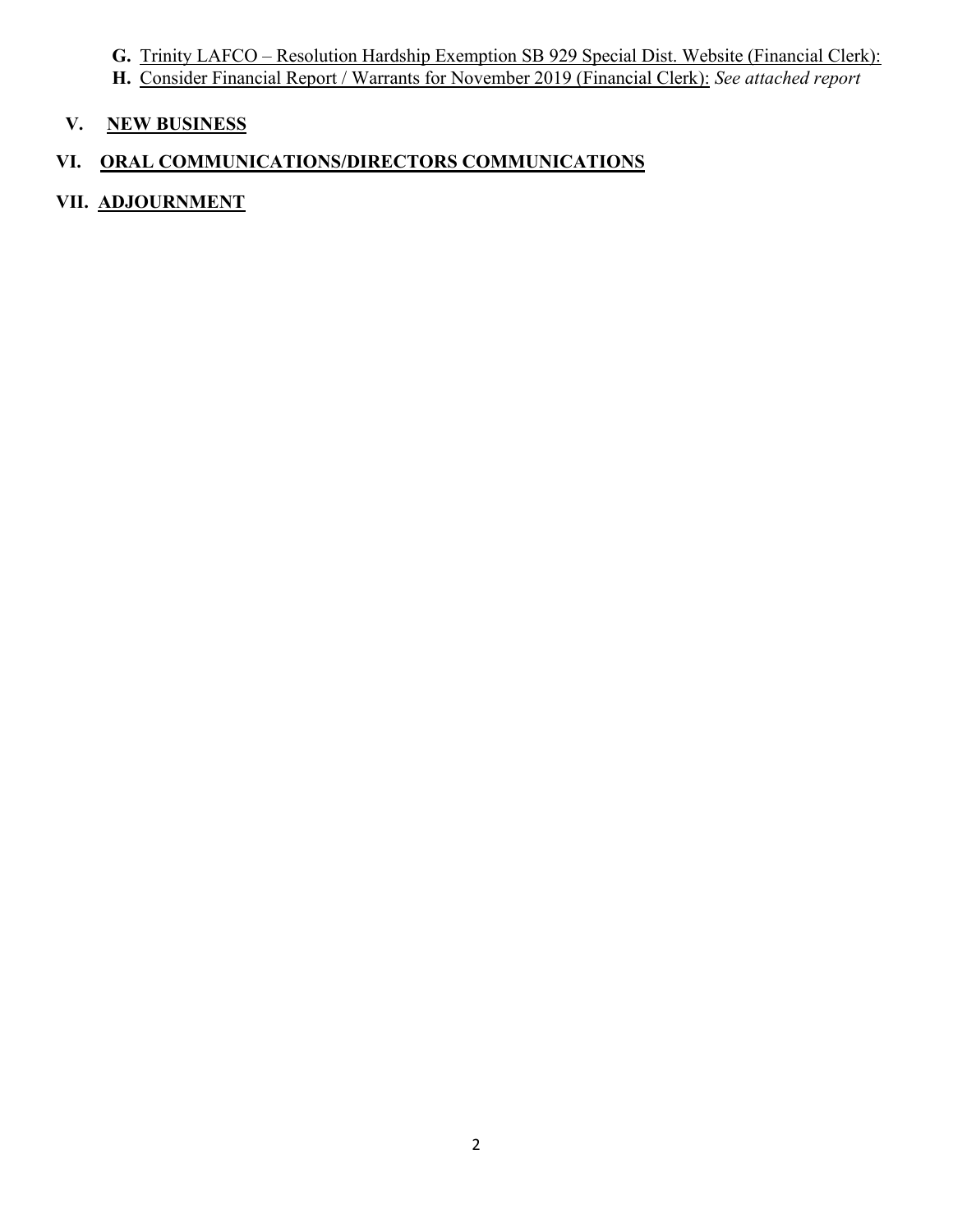**G.** Trinity LAFCO – Resolution Hardship Exemption SB 929 Special Dist. Website (Financial Clerk):

**H.** Consider Financial Report / Warrants for November 2019 (Financial Clerk): *See attached report*

## V. NEW BUSINESS

## VI. ORAL COMMUNICATIONS/DIRECTORS COMMUNICATIONS

## VII. ADJOURNMENT